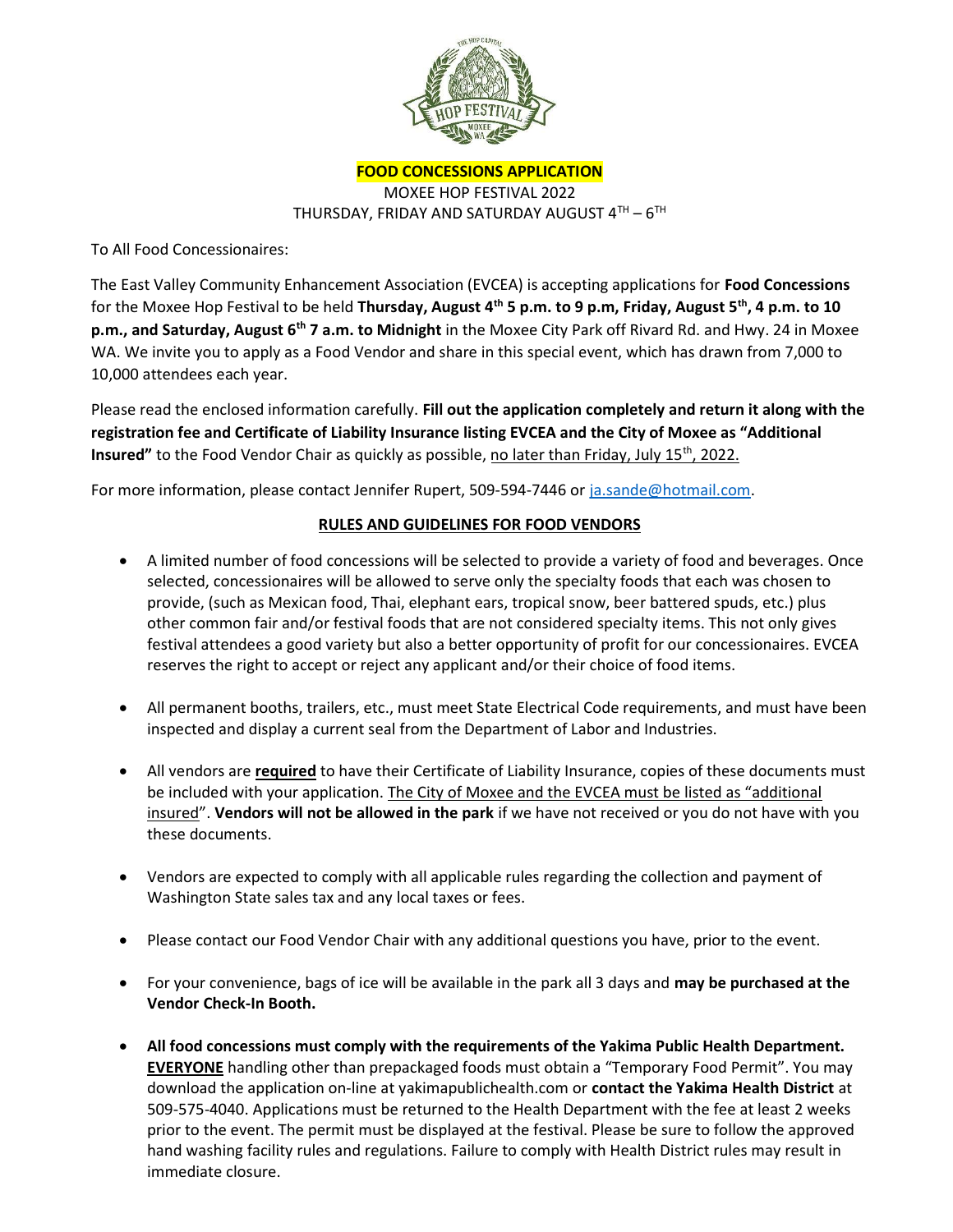**FOOD CONCESSIONS APPLICATION**

MOXEE HOP FESTIVAL 2022

THURSDAY, FRIDAY AND SATURDAY AUGUST 4TH – 6TH

To All Food Concessionaires:

The East Valley Community Enhancement Association (EVCEA) is accepting applications for **Food Concessions** for the Moxee Hop Festival to be held **Thursday, August 4th 5 p.m. to 9 p.m, Friday, August 5th, 4 p.m. to 10 p.m., and Saturday, August 6th 7 a.m. to Midnight** in the Moxee City Park off Rivard Rd. and Hwy. 24 in Moxee WA. We invite you to apply as a Food Vendor and share in this special event, which has drawn from 7,000 to 10,000 attendees each year.

Please read the enclosed information carefully. **Fill out the application completely and return it along with the registration fee and Certificate of Liability Insurance listing EVCEA and the City of Moxee as "Additional Insured"** to the Food Vendor Chair as quickly as possible, no later than Friday, July 15th, 2022.

For more information, please contact Jennifer Rupert, 509-594-7446 or ja.sande@hotmail.com.

## RULES AND GUIDELINES FOR FOOD VENDORS

- A limited number of food concessions will be selected to provide a variety of food and beverages. Once selected, concessionaires will be allowed to serve only the specialty foods that each was chosen to provide, (such as Mexican food, Thai, elephant ears, tropical snow, beer battered spuds, etc.) plus other common fair and/or festival foods that are not considered specialty items. This not only gives festival attendees a good variety but also a better opportunity of profit for our concessionaires. EVCEA reserves the right to accept or reject any applicant and/or their choice of food items.

- All permanent booths, trailers, etc., must meet State Electrical Code requirements, and must have been inspected and display a current seal from the Department of Labor and Industries.

- All vendors are **required** to have their Certificate of Liability Insurance, copies of these documents must be included with your application. The City of Moxee and the EVCEA must be listed as "additional insured". **Vendors will not be allowed in the park** if we have not received or you do not have with you these documents.

- Vendors are expected to comply with all applicable rules regarding the collection and payment of Washington State sales tax and any local taxes or fees.

- Please contact our Food Vendor Chair with any additional questions you have, prior to the event.

- For your convenience, bags of ice will be available in the park all 3 days and **may be purchased at the Vendor Check-In Booth.**

- **All food concessions must comply with the requirements of the Yakima Public Health Department. EVERYONE** handling other than prepackaged foods must obtain a "Temporary Food Permit". You may download the application on-line at yakimapublichealth.com or **contact the Yakima Health District** at 509-575-4040. Applications must be returned to the Health Department with the fee at least 2 weeks prior to the event. The permit must be displayed at the festival. Please be sure to follow the approved hand washing facility rules and regulations. Failure to comply with Health District rules may result in immediate closure.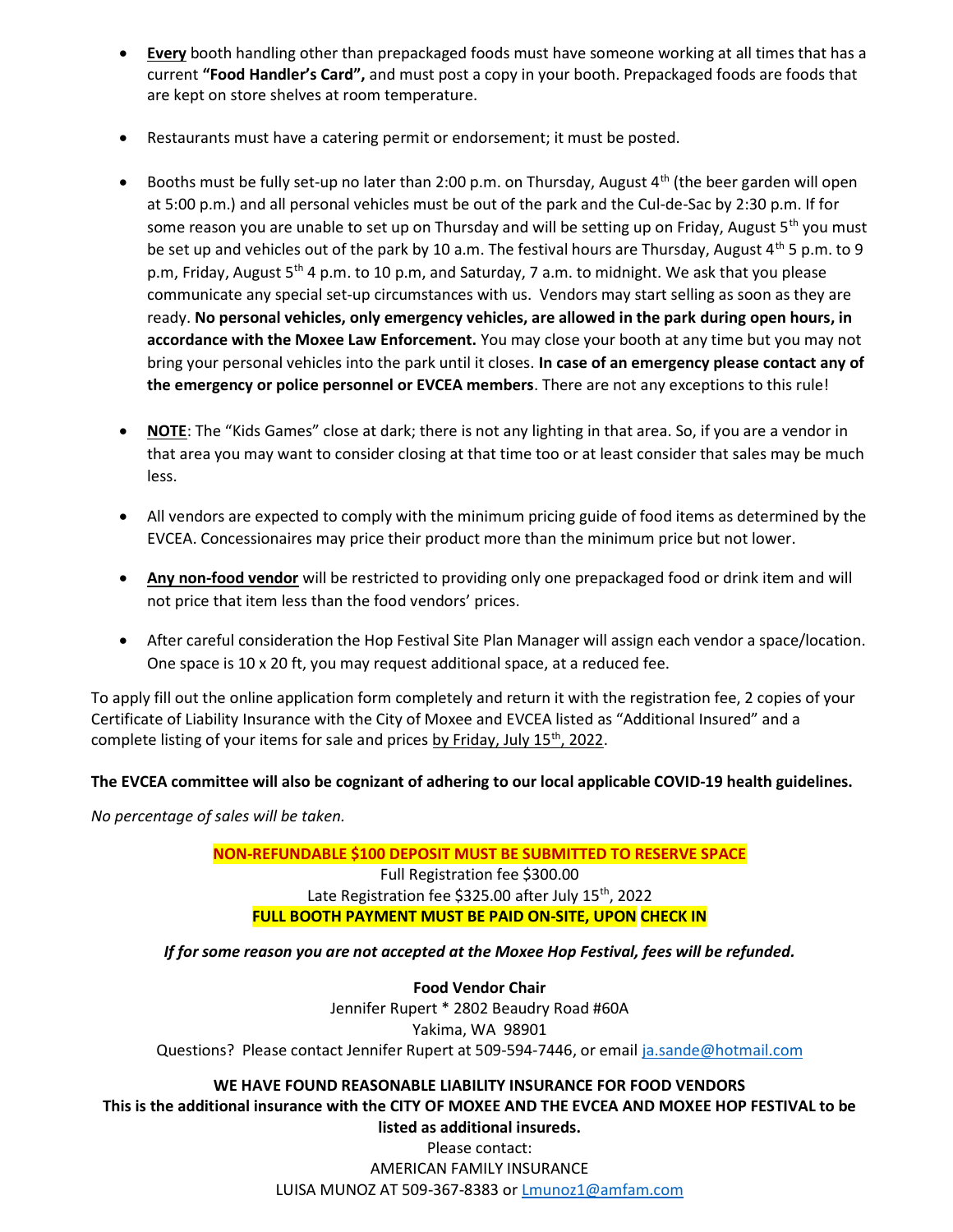- **Every** booth handling other than prepackaged foods must have someone working at all times that has a current **"Food Handler's Card",** and must post a copy in your booth. Prepackaged foods are foods that are kept on store shelves at room temperature.

- Restaurants must have a catering permit or endorsement; it must be posted.

- Booths must be fully set-up no later than 2:00 p.m. on Thursday, August 4th (the beer garden will open at 5:00 p.m.) and all personal vehicles must be out of the park and the Cul-de-Sac by 2:30 p.m. If for some reason you are unable to set up on Thursday and will be setting up on Friday, August 5th you must be set up and vehicles out of the park by 10 a.m. The festival hours are Thursday, August 4th 5 p.m. to 9 p.m, Friday, August 5th 4 p.m. to 10 p.m, and Saturday, 7 a.m. to midnight. We ask that you please communicate any special set-up circumstances with us. Vendors may start selling as soon as they are ready. **No personal vehicles, only emergency vehicles, are allowed in the park during open hours, in accordance with the Moxee Law Enforcement.** You may close your booth at any time but you may not bring your personal vehicles into the park until it closes. **In case of an emergency please contact any of the emergency or police personnel or EVCEA members**. There are not any exceptions to this rule!

- **NOTE**: The "Kids Games" close at dark; there is not any lighting in that area. So, if you are a vendor in that area you may want to consider closing at that time too or at least consider that sales may be much less.

- All vendors are expected to comply with the minimum pricing guide of food items as determined by the EVCEA. Concessionaires may price their product more than the minimum price but not lower.

- **Any non-food vendor** will be restricted to providing only one prepackaged food or drink item and will not price that item less than the food vendors' prices.

- After careful consideration the Hop Festival Site Plan Manager will assign each vendor a space/location. One space is 10 x 20 ft, you may request additional space, at a reduced fee.

To apply fill out the online application form completely and return it with the registration fee, 2 copies of your Certificate of Liability Insurance with the City of Moxee and EVCEA listed as "Additional Insured" and a complete listing of your items for sale and prices by Friday, July 15th, 2022.

**The EVCEA committee will also be cognizant of adhering to our local applicable COVID-19 health guidelines.**

*No percentage of sales will be taken.*

**NON-REFUNDABLE $100 DEPOSIT MUST BE SUBMITTED TO RESERVE SPACE**

Full Registration fee $300.00

Late Registration fee $325.00 after July 15th, 2022

**FULL BOOTH PAYMENT MUST BE PAID ON-SITE, UPON CHECK IN**

***If for some reason you are not accepted at the Moxee Hop Festival, fees will be refunded.***

**Food Vendor Chair**

Jennifer Rupert * 2802 Beaudry Road #60A

Yakima, WA 98901

Questions? Please contact Jennifer Rupert at 509-594-7446, or email ja.sande@hotmail.com

**WE HAVE FOUND REASONABLE LIABILITY INSURANCE FOR FOOD VENDORS**

**This is the additional insurance with the CITY OF MOXEE AND THE EVCEA AND MOXEE HOP FESTIVAL to be listed as additional insureds.**

Please contact:

AMERICAN FAMILY INSURANCE

LUISA MUNOZ AT 509-367-8383 or Lmunoz1@amfam.com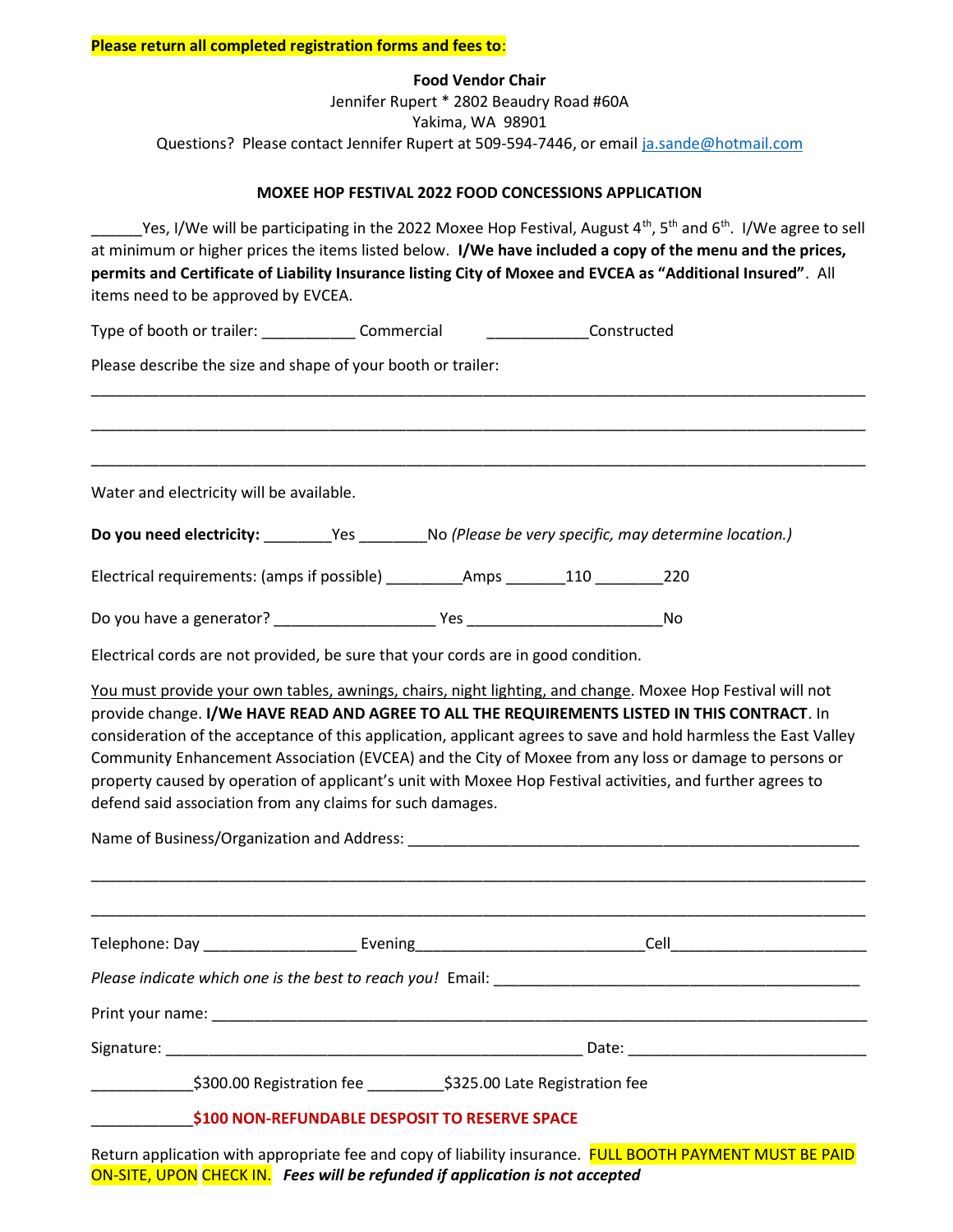**Please return all completed registration forms and fees to**:

**Food Vendor Chair**
Jennifer Rupert * 2802 Beaudry Road #60A
Yakima, WA 98901
Questions? Please contact Jennifer Rupert at 509-594-7446, or email ja.sande@hotmail.com

**MOXEE HOP FESTIVAL 2022 FOOD CONCESSIONS APPLICATION**

______Yes, I/We will be participating in the 2022 Moxee Hop Festival, August 4th, 5th and 6th. I/We agree to sell at minimum or higher prices the items listed below. **I/We have included a copy of the menu and the prices, permits and Certificate of Liability Insurance listing City of Moxee and EVCEA as "Additional Insured"**. All items need to be approved by EVCEA.

Type of booth or trailer: ___________ Commercial ____________Constructed

Please describe the size and shape of your booth or trailer:

_______________________________________________________________________________________

_______________________________________________________________________________________

_______________________________________________________________________________________

Water and electricity will be available.

**Do you need electricity:** ________Yes ________No *(Please be very specific, may determine location.)*

Electrical requirements: (amps if possible) _________Amps _______110 ________220

Do you have a generator? ___________________ Yes _______________________No

Electrical cords are not provided, be sure that your cords are in good condition.

You must provide your own tables, awnings, chairs, night lighting, and change. Moxee Hop Festival will not provide change. **I/We HAVE READ AND AGREE TO ALL THE REQUIREMENTS LISTED IN THIS CONTRACT**. In consideration of the acceptance of this application, applicant agrees to save and hold harmless the East Valley Community Enhancement Association (EVCEA) and the City of Moxee from any loss or damage to persons or property caused by operation of applicant's unit with Moxee Hop Festival activities, and further agrees to defend said association from any claims for such damages.

Name of Business/Organization and Address: _______________________________________________________

_______________________________________________________________________________________

_______________________________________________________________________________________

Telephone: Day __________________ Evening___________________________Cell_______________________

*Please indicate which one is the best to reach you!* Email: ____________________________________________

Print your name: ________________________________________________________________________________

Signature: __________________________________________________ Date: ____________________________

____________$300.00 Registration fee _________$325.00 Late Registration fee

____________**$100 NON-REFUNDABLE DESPOSIT TO RESERVE SPACE**

Return application with appropriate fee and copy of liability insurance. FULL BOOTH PAYMENT MUST BE PAID ON-SITE, UPON CHECK IN. ***Fees will be refunded if application is not accepted***